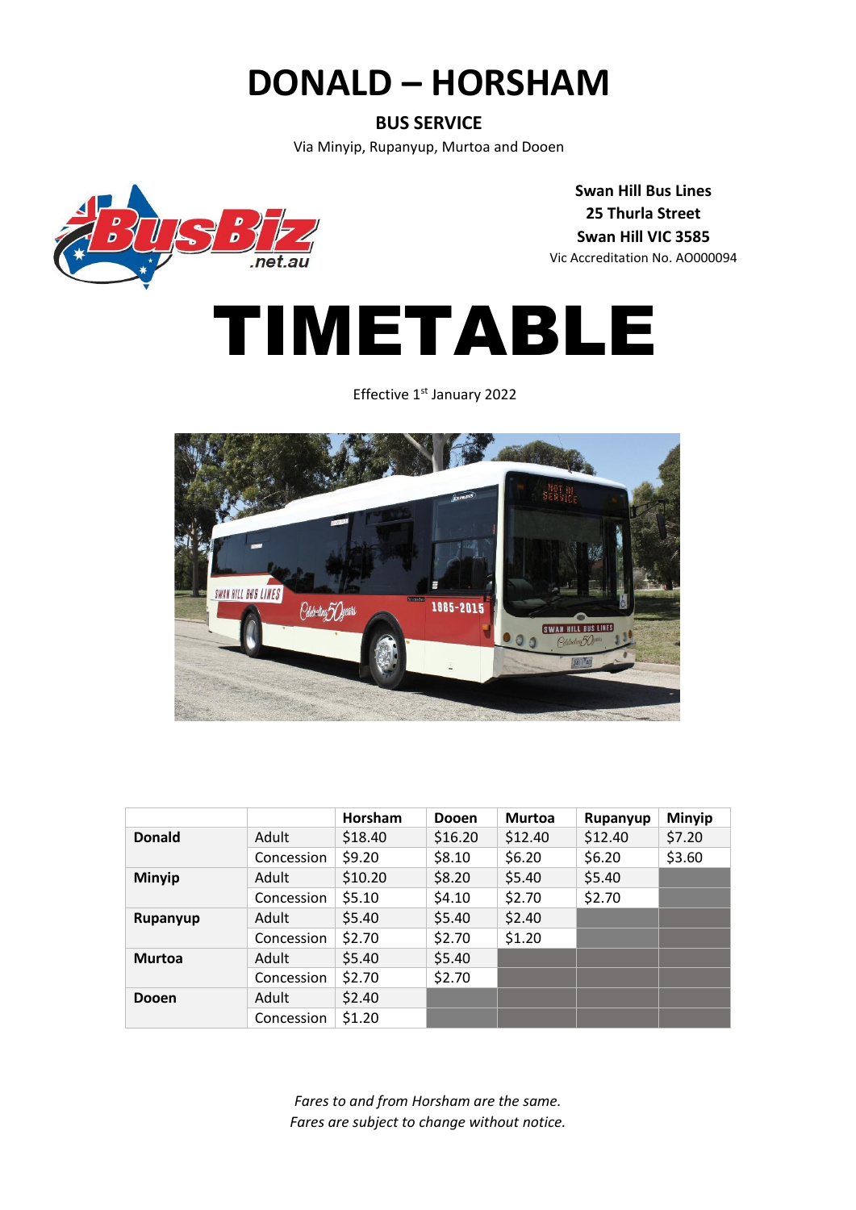# DONALD – HORSHAM

**BUS SERVICE**

Via Minyip, Rupanyup, Murtoa and Dooen

**Swan Hill Bus Lines**
**25 Thurla Street**
**Swan Hill VIC 3585**
Vic Accreditation No. AO000094

# TIMETABLE

Effective 1st January 2022

| | | Horsham | Dooen | Murtoa | Rupanyup | Minyip |
|---|---|---|---|---|---|---|
| **Donald** | Adult | $18.40 | $16.20 | $12.40 | $12.40 | $7.20 |
| | Concession | $9.20 | $8.10 | $6.20 | $6.20 | $3.60 |
| **Minyip** | Adult | $10.20 | $8.20 | $5.40 | $5.40 | |
| | Concession | $5.10 | $4.10 | $2.70 | $2.70 | |
| **Rupanyup** | Adult | $5.40 | $5.40 | $2.40 | | |
| | Concession | $2.70 | $2.70 | $1.20 | | |
| **Murtoa** | Adult | $5.40 | $5.40 | | | |
| | Concession | $2.70 | $2.70 | | | |
| **Dooen** | Adult | $2.40 | | | | |
| | Concession | $1.20 | | | | |

*Fares to and from Horsham are the same.*
*Fares are subject to change without notice.*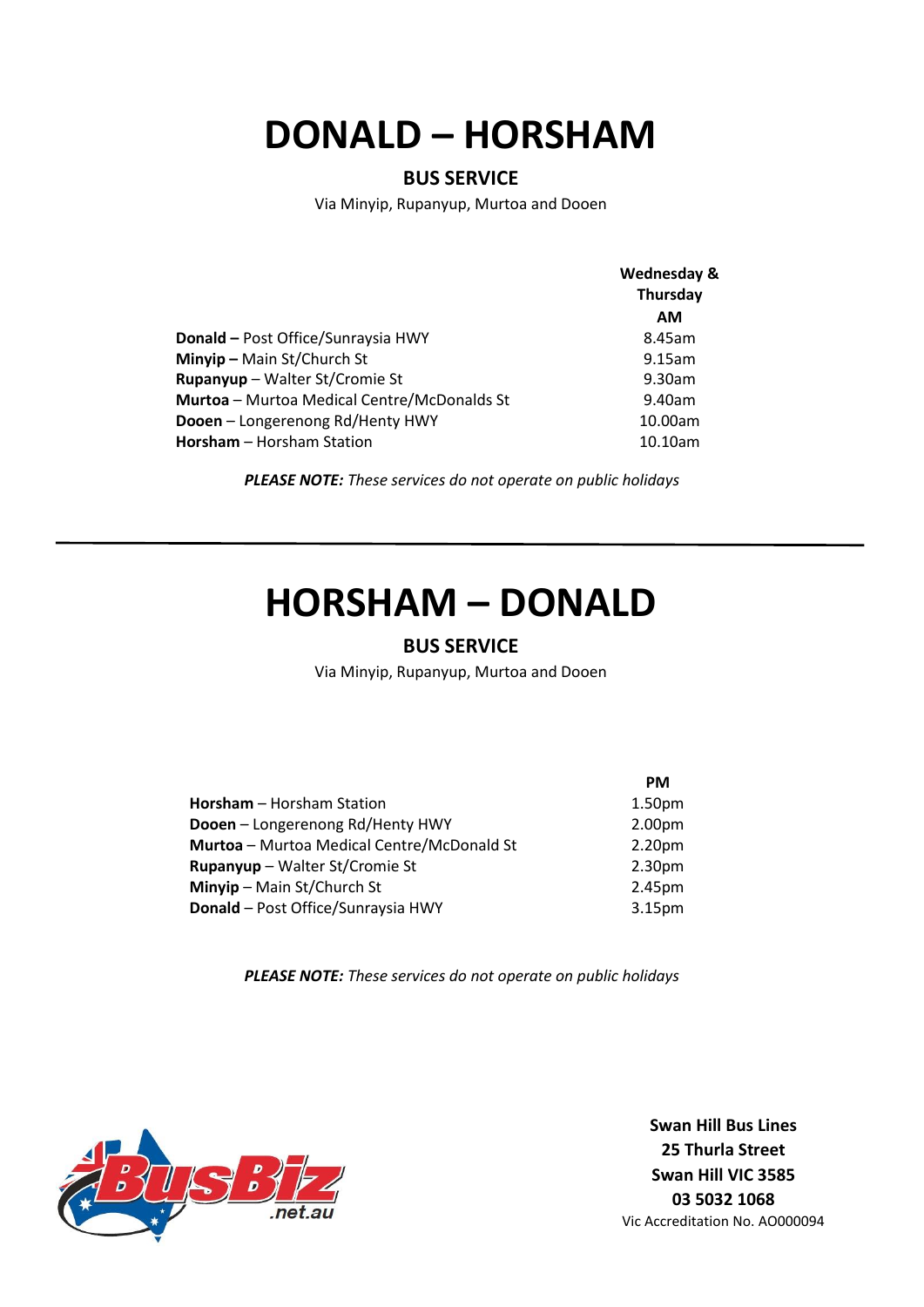# DONALD – HORSHAM

**BUS SERVICE**

Via Minyip, Rupanyup, Murtoa and Dooen

| | Wednesday & Thursday AM |
|---|---|
| **Donald –** Post Office/Sunraysia HWY | 8.45am |
| **Minyip –** Main St/Church St | 9.15am |
| **Rupanyup** – Walter St/Cromie St | 9.30am |
| **Murtoa** – Murtoa Medical Centre/McDonalds St | 9.40am |
| **Dooen** – Longerenong Rd/Henty HWY | 10.00am |
| **Horsham** – Horsham Station | 10.10am |

***PLEASE NOTE:*** *These services do not operate on public holidays*

---

# HORSHAM – DONALD

**BUS SERVICE**

Via Minyip, Rupanyup, Murtoa and Dooen

| | PM |
|---|---|
| **Horsham** – Horsham Station | 1.50pm |
| **Dooen** – Longerenong Rd/Henty HWY | 2.00pm |
| **Murtoa** – Murtoa Medical Centre/McDonald St | 2.20pm |
| **Rupanyup** – Walter St/Cromie St | 2.30pm |
| **Minyip** – Main St/Church St | 2.45pm |
| **Donald** – Post Office/Sunraysia HWY | 3.15pm |

***PLEASE NOTE:*** *These services do not operate on public holidays*

BusBiz .net.au

**Swan Hill Bus Lines**
**25 Thurla Street**
**Swan Hill VIC 3585**
**03 5032 1068**
Vic Accreditation No. AO000094